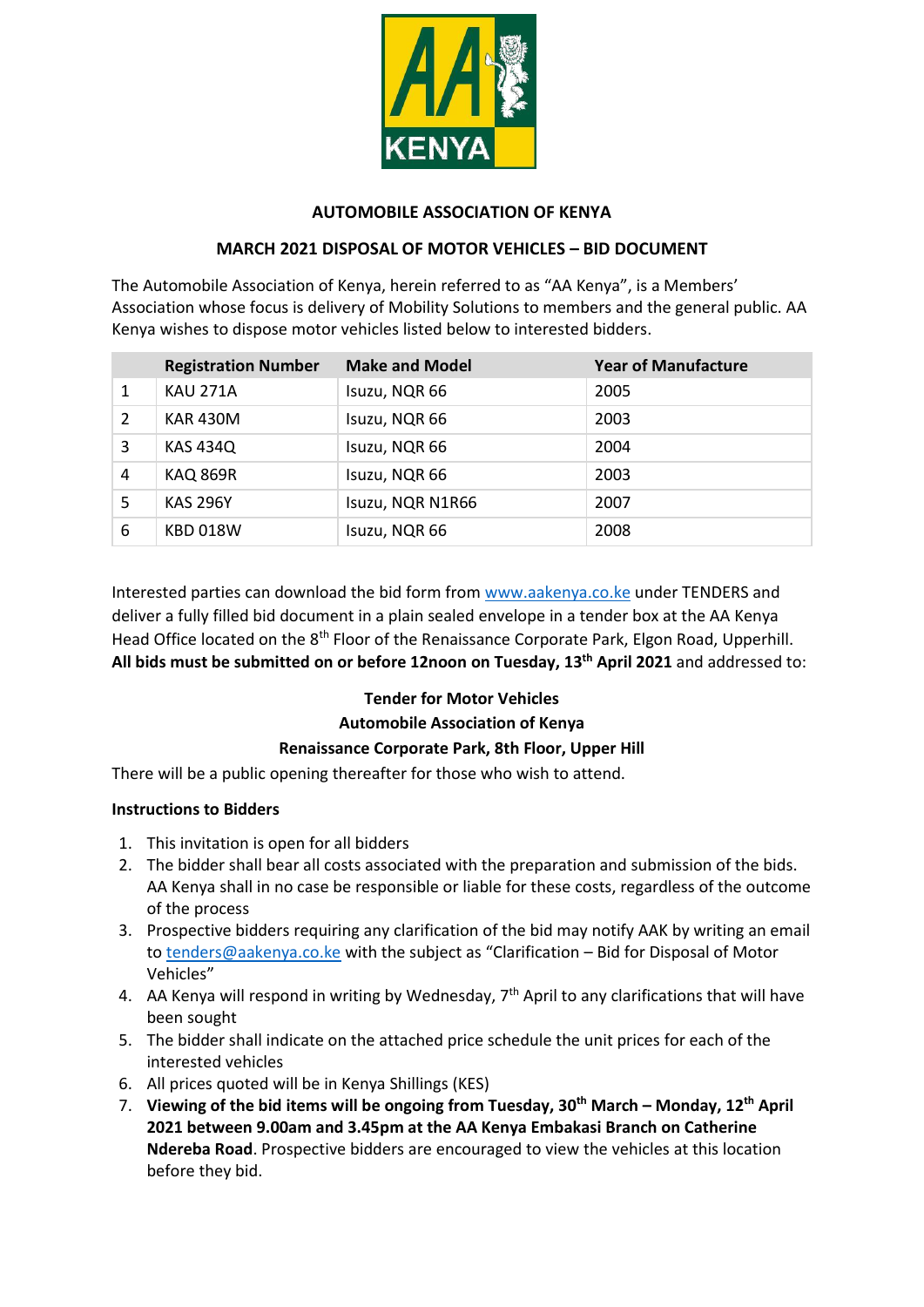## AUTOMOBILE ASSOCIATION OF KENYA

## MARCH 2021 DISPOSAL OF MOTOR VEHICLES – BID DOCUMENT

The Automobile Association of Kenya, herein referred to as "AA Kenya", is a Members' Association whose focus is delivery of Mobility Solutions to members and the general public. AA Kenya wishes to dispose motor vehicles listed below to interested bidders.

| | Registration Number | Make and Model | Year of Manufacture |
|---|---|---|---|
| 1 | KAU 271A | Isuzu, NQR 66 | 2005 |
| 2 | KAR 430M | Isuzu, NQR 66 | 2003 |
| 3 | KAS 434Q | Isuzu, NQR 66 | 2004 |
| 4 | KAQ 869R | Isuzu, NQR 66 | 2003 |
| 5 | KAS 296Y | Isuzu, NQR N1R66 | 2007 |
| 6 | KBD 018W | Isuzu, NQR 66 | 2008 |

Interested parties can download the bid form from www.aakenya.co.ke under TENDERS and deliver a fully filled bid document in a plain sealed envelope in a tender box at the AA Kenya Head Office located on the 8th Floor of the Renaissance Corporate Park, Elgon Road, Upperhill. **All bids must be submitted on or before 12noon on Tuesday, 13th April 2021** and addressed to:

**Tender for Motor Vehicles**
**Automobile Association of Kenya**
**Renaissance Corporate Park, 8th Floor, Upper Hill**

There will be a public opening thereafter for those who wish to attend.

**Instructions to Bidders**

1. This invitation is open for all bidders
2. The bidder shall bear all costs associated with the preparation and submission of the bids. AA Kenya shall in no case be responsible or liable for these costs, regardless of the outcome of the process
3. Prospective bidders requiring any clarification of the bid may notify AAK by writing an email to tenders@aakenya.co.ke with the subject as "Clarification – Bid for Disposal of Motor Vehicles"
4. AA Kenya will respond in writing by Wednesday, 7th April to any clarifications that will have been sought
5. The bidder shall indicate on the attached price schedule the unit prices for each of the interested vehicles
6. All prices quoted will be in Kenya Shillings (KES)
7. **Viewing of the bid items will be ongoing from Tuesday, 30th March – Monday, 12th April 2021 between 9.00am and 3.45pm at the AA Kenya Embakasi Branch on Catherine Ndereba Road**. Prospective bidders are encouraged to view the vehicles at this location before they bid.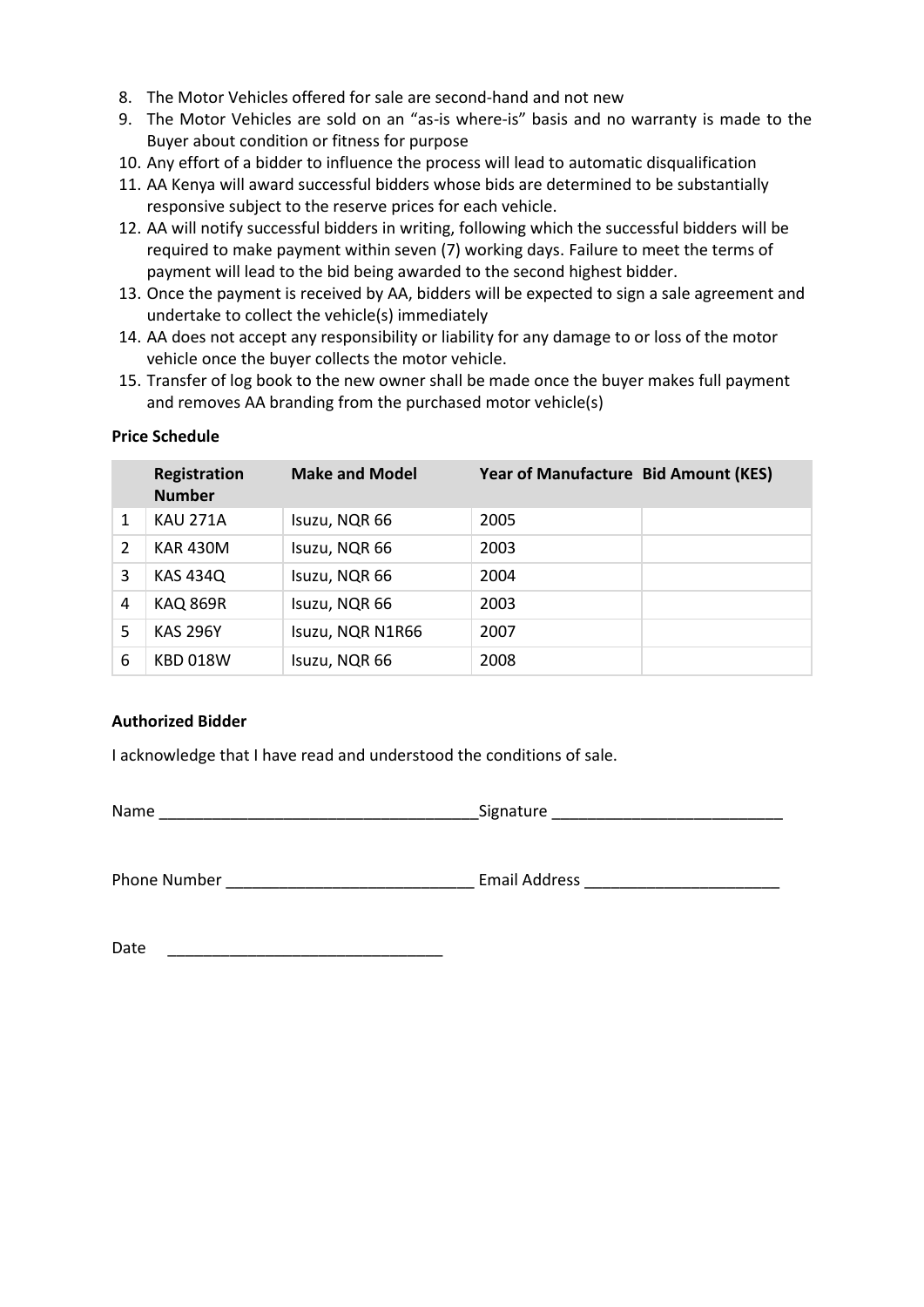8. The Motor Vehicles offered for sale are second-hand and not new
9. The Motor Vehicles are sold on an "as-is where-is" basis and no warranty is made to the Buyer about condition or fitness for purpose
10. Any effort of a bidder to influence the process will lead to automatic disqualification
11. AA Kenya will award successful bidders whose bids are determined to be substantially responsive subject to the reserve prices for each vehicle.
12. AA will notify successful bidders in writing, following which the successful bidders will be required to make payment within seven (7) working days. Failure to meet the terms of payment will lead to the bid being awarded to the second highest bidder.
13. Once the payment is received by AA, bidders will be expected to sign a sale agreement and undertake to collect the vehicle(s) immediately
14. AA does not accept any responsibility or liability for any damage to or loss of the motor vehicle once the buyer collects the motor vehicle.
15. Transfer of log book to the new owner shall be made once the buyer makes full payment and removes AA branding from the purchased motor vehicle(s)

**Price Schedule**

| | Registration Number | Make and Model | Year of Manufacture | Bid Amount (KES) |
|---|---|---|---|---|
| 1 | KAU 271A | Isuzu, NQR 66 | 2005 | |
| 2 | KAR 430M | Isuzu, NQR 66 | 2003 | |
| 3 | KAS 434Q | Isuzu, NQR 66 | 2004 | |
| 4 | KAQ 869R | Isuzu, NQR 66 | 2003 | |
| 5 | KAS 296Y | Isuzu, NQR N1R66 | 2007 | |
| 6 | KBD 018W | Isuzu, NQR 66 | 2008 | |

**Authorized Bidder**

I acknowledge that I have read and understood the conditions of sale.

Name ____________________________________ Signature __________________________

Phone Number ____________________________ Email Address ______________________

Date ________________________________